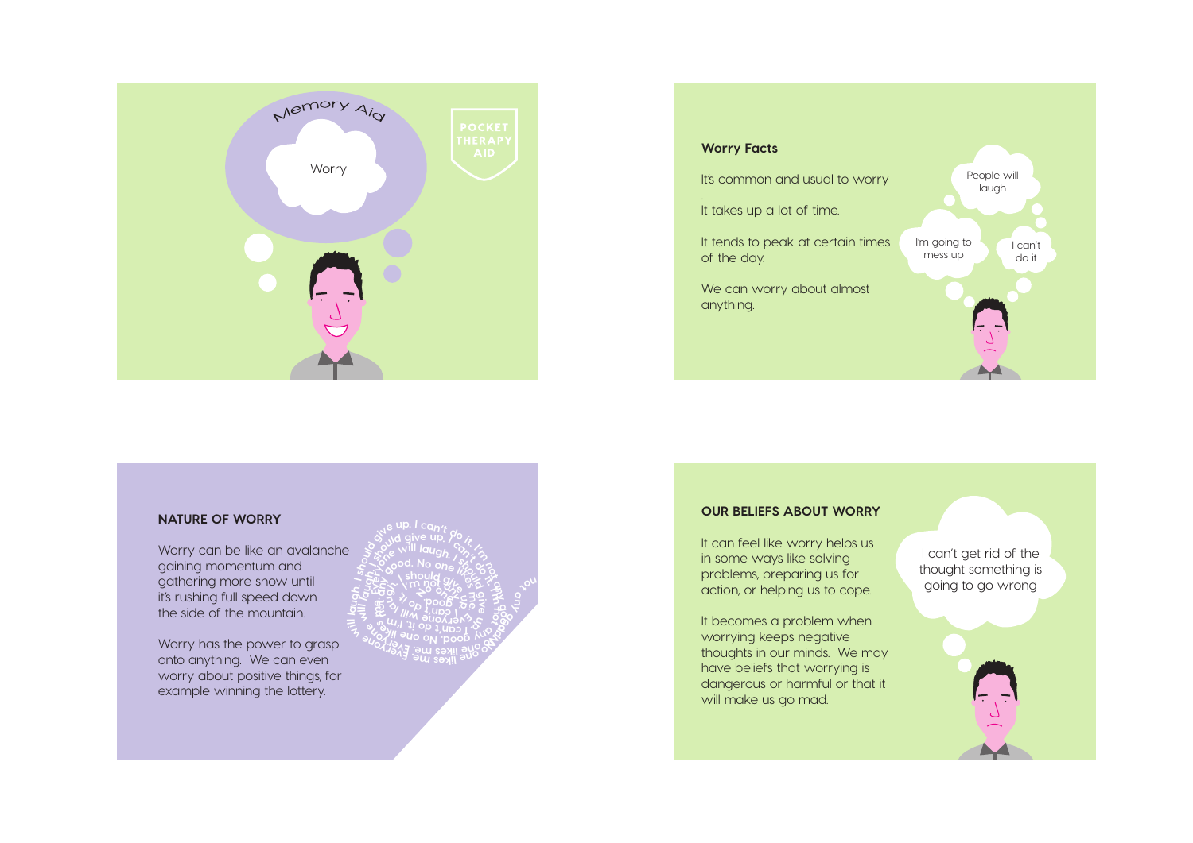Memory Aid

Worry

POCKET THERAPY AID

### Worry Facts

It's common and usual to worry

It takes up a lot of time.

It tends to peak at certain times of the day.

We can worry about almost anything.

People will laugh

I'm going to mess up

I can't do it

### NATURE OF WORRY

Worry can be like an avalanche gaining momentum and gathering more snow until it's rushing full speed down the side of the mountain.

Worry has the power to grasp onto anything. We can even worry about positive things, for example winning the lottery.

### OUR BELIEFS ABOUT WORRY

It can feel like worry helps us in some ways like solving problems, preparing us for action, or helping us to cope.

It becomes a problem when worrying keeps negative thoughts in our minds. We may have beliefs that worrying is dangerous or harmful or that it will make us go mad.

I can't get rid of the thought something is going to go wrong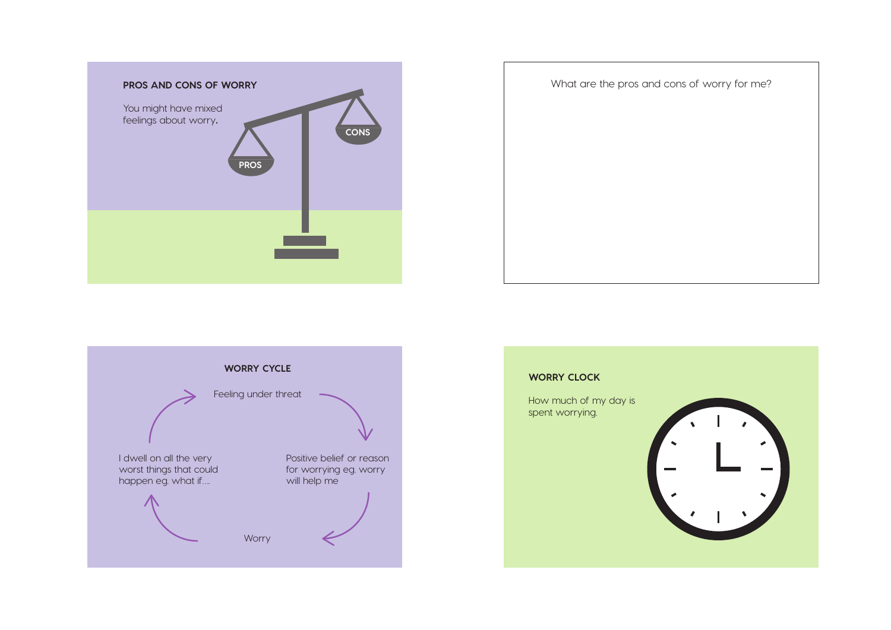## PROS AND CONS OF WORRY

You might have mixed feelings about worry.

PROS

CONS

What are the pros and cons of worry for me?

## WORRY CYCLE

Feeling under threat

Positive belief or reason for worrying eg. worry will help me

Worry

I dwell on all the very worst things that could happen eg. what if....

## WORRY CLOCK

How much of my day is spent worrying.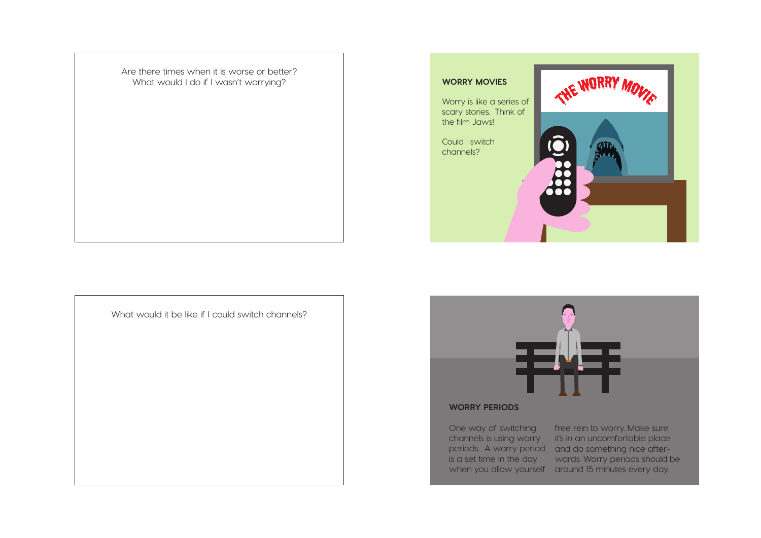Are there times when it is worse or better?
What would I do if I wasn't worrying?

## WORRY MOVIES

Worry is like a series of scary stories. Think of the film Jaws!

Could I switch channels?

What would it be like if I could switch channels?

## WORRY PERIODS

One way of switching channels is using worry periods. A worry period is a set time in the day when you allow yourself free rein to worry. Make sure it's in an uncomfortable place and do something nice afterwards. Worry periods should be around 15 minutes every day.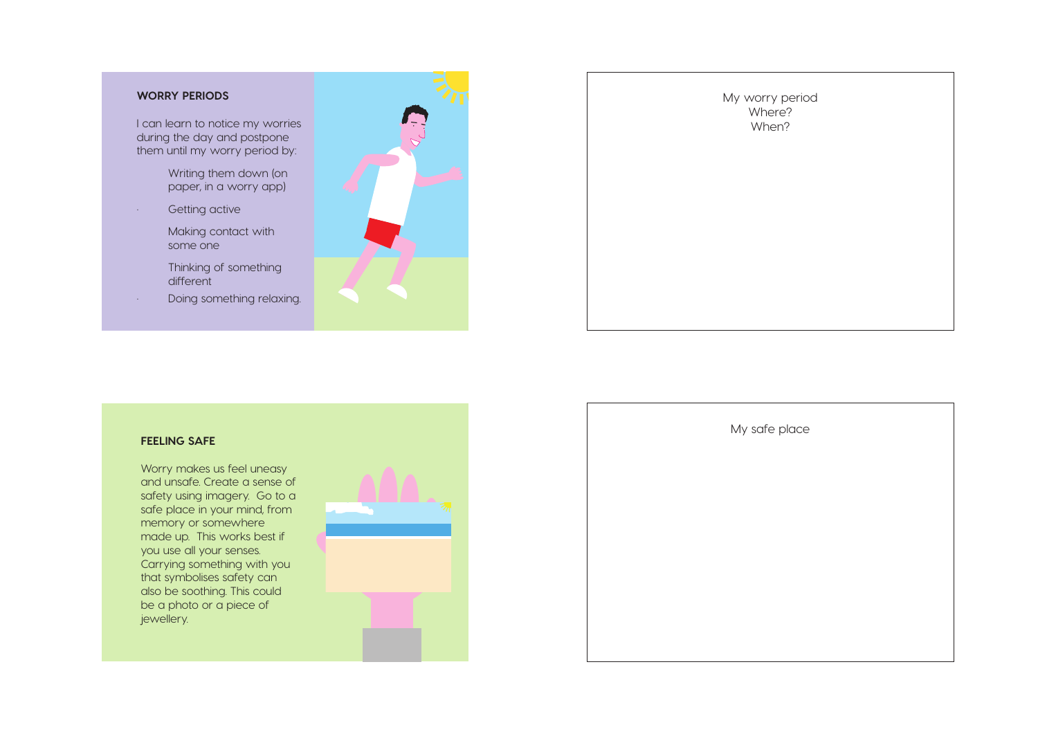## WORRY PERIODS

I can learn to notice my worries during the day and postpone them until my worry period by:

- Writing them down (on paper, in a worry app)
- Getting active
- Making contact with some one
- Thinking of something different
- Doing something relaxing.

My worry period
Where?
When?

## FEELING SAFE

Worry makes us feel uneasy and unsafe. Create a sense of safety using imagery. Go to a safe place in your mind, from memory or somewhere made up. This works best if you use all your senses. Carrying something with you that symbolises safety can also be soothing. This could be a photo or a piece of jewellery.

My safe place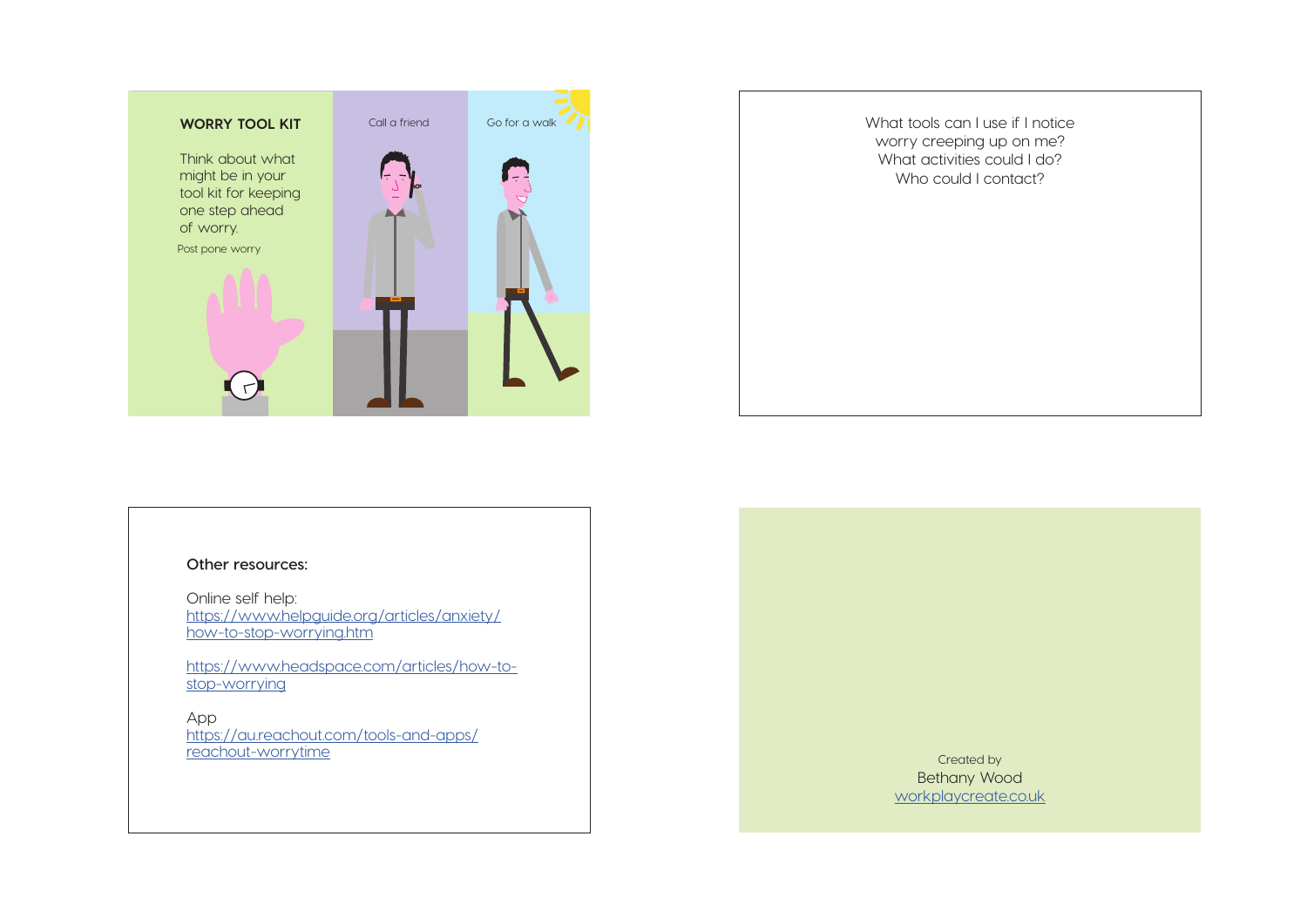**WORRY TOOL KIT**

Think about what might be in your tool kit for keeping one step ahead of worry.

Post pone worry

Call a friend

Go for a walk

What tools can I use if I notice worry creeping up on me?
What activities could I do?
Who could I contact?

**Other resources:**

Online self help:
https://www.helpguide.org/articles/anxiety/how-to-stop-worrying.htm

https://www.headspace.com/articles/how-to-stop-worrying

App
https://au.reachout.com/tools-and-apps/reachout-worrytime

Created by
Bethany Wood
workplaycreate.co.uk